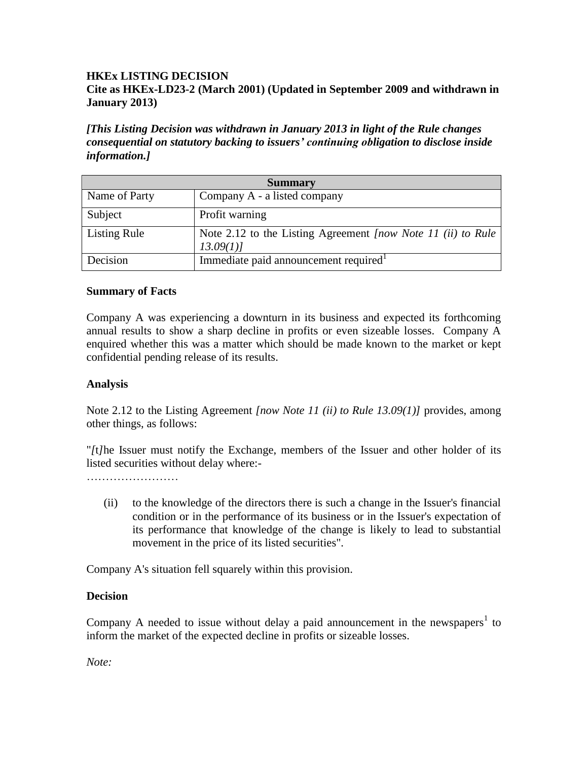**HKEx LISTING DECISION**

**Cite as HKEx-LD23-2 (March 2001) (Updated in September 2009 and withdrawn in January 2013)**

***[This Listing Decision was withdrawn in January 2013 in light of the Rule changes consequential on statutory backing to issuers' continuing obligation to disclose inside information.]***

| Summary | |
|---|---|
| Name of Party | Company A - a listed company |
| Subject | Profit warning |
| Listing Rule | Note 2.12 to the Listing Agreement *[now Note 11 (ii) to Rule 13.09(1)]* |
| Decision | Immediate paid announcement required[1] |

**Summary of Facts**

Company A was experiencing a downturn in its business and expected its forthcoming annual results to show a sharp decline in profits or even sizeable losses. Company A enquired whether this was a matter which should be made known to the market or kept confidential pending release of its results.

**Analysis**

Note 2.12 to the Listing Agreement *[now Note 11 (ii) to Rule 13.09(1)]* provides, among other things, as follows:

"*[t]*he Issuer must notify the Exchange, members of the Issuer and other holder of its listed securities without delay where:-

……………………

(ii) to the knowledge of the directors there is such a change in the Issuer's financial condition or in the performance of its business or in the Issuer's expectation of its performance that knowledge of the change is likely to lead to substantial movement in the price of its listed securities".

Company A's situation fell squarely within this provision.

**Decision**

Company A needed to issue without delay a paid announcement in the newspapers[1] to inform the market of the expected decline in profits or sizeable losses.

*Note:*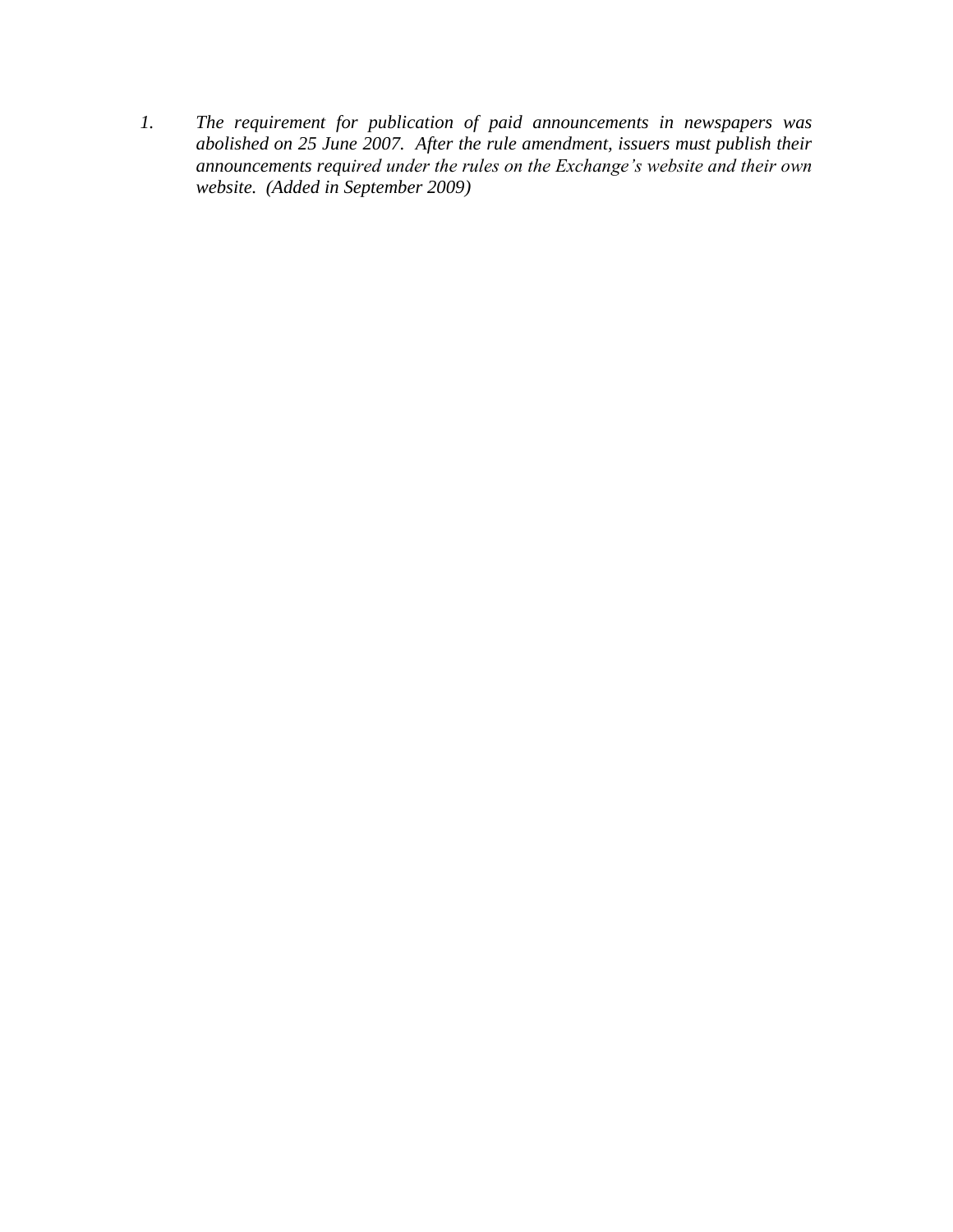*1. The requirement for publication of paid announcements in newspapers was abolished on 25 June 2007. After the rule amendment, issuers must publish their announcements required under the rules on the Exchange's website and their own website. (Added in September 2009)*